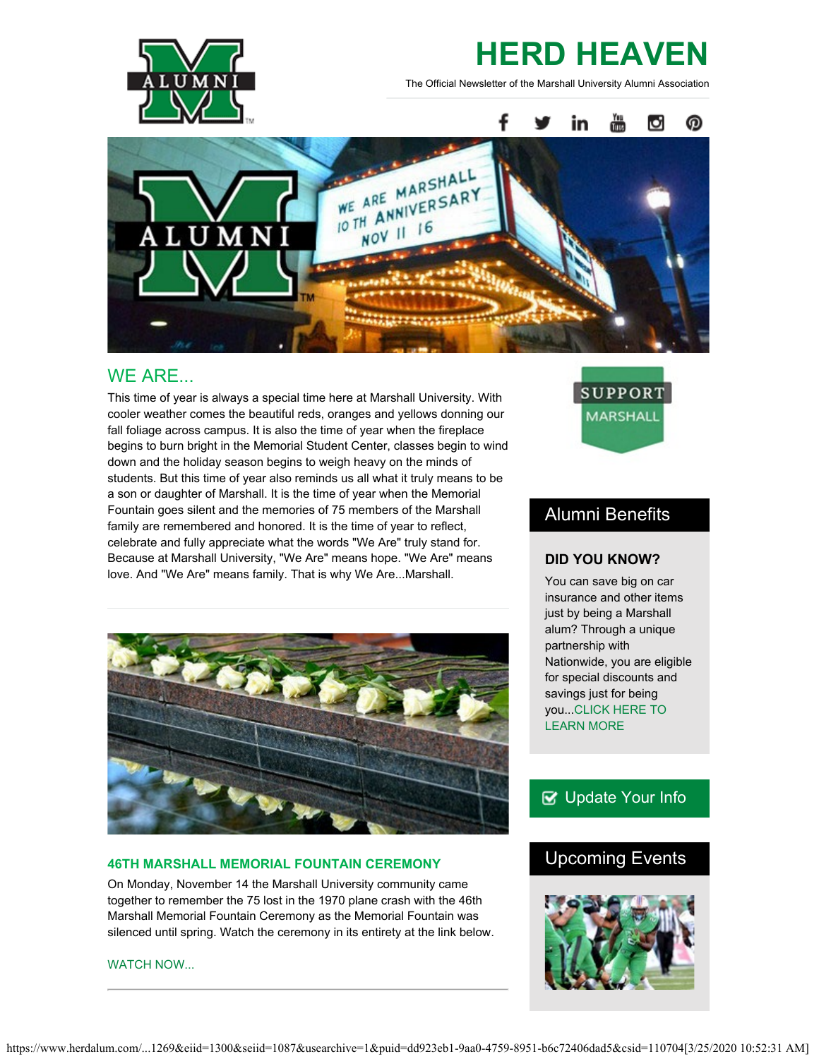# HERD HEAVEN

The Official Newsletter of the Marshall University Alumni Association

## WE ARE...

This time of year is always a special time here at Marshall University. With cooler weather comes the beautiful reds, oranges and yellows donning our fall foliage across campus. It is also the time of year when the fireplace begins to burn bright in the Memorial Student Center, classes begin to wind down and the holiday season begins to weigh heavy on the minds of students. But this time of year also reminds us all what it truly means to be a son or daughter of Marshall. It is the time of year when the Memorial Fountain goes silent and the memories of 75 members of the Marshall family are remembered and honored. It is the time of year to reflect, celebrate and fully appreciate what the words "We Are" truly stand for. Because at Marshall University, "We Are" means hope. "We Are" means love. And "We Are" means family. That is why We Are...Marshall.

### 46TH MARSHALL MEMORIAL FOUNTAIN CEREMONY

On Monday, November 14 the Marshall University community came together to remember the 75 lost in the 1970 plane crash with the 46th Marshall Memorial Fountain Ceremony as the Memorial Fountain was silenced until spring. Watch the ceremony in its entirety at the link below.

WATCH NOW...

SUPPORT MARSHALL

## Alumni Benefits

**DID YOU KNOW?**

You can save big on car insurance and other items just by being a Marshall alum? Through a unique partnership with Nationwide, you are eligible for special discounts and savings just for being you...CLICK HERE TO LEARN MORE

Update Your Info

## Upcoming Events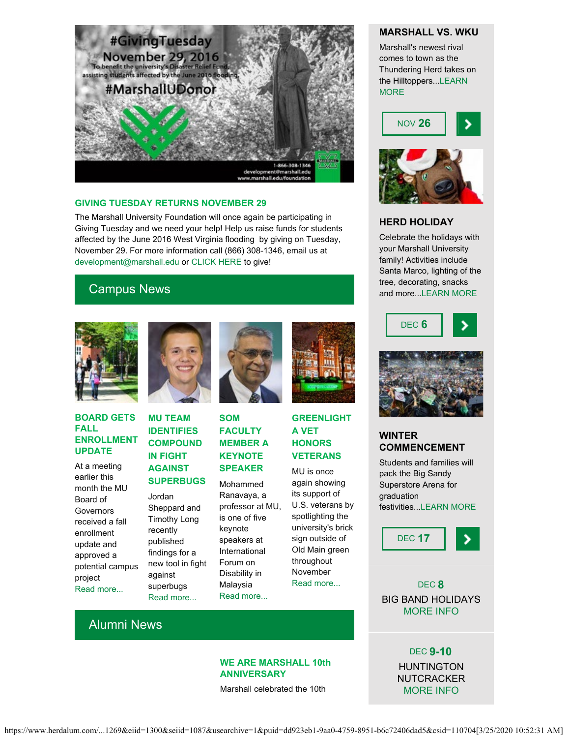### GIVING TUESDAY RETURNS NOVEMBER 29

The Marshall University Foundation will once again be participating in Giving Tuesday and we need your help! Help us raise funds for students affected by the June 2016 West Virginia flooding by giving on Tuesday, November 29. For more information call (866) 308-1346, email us at development@marshall.edu or CLICK HERE to give!

## Campus News

### BOARD GETS FALL ENROLLMENT UPDATE

At a meeting earlier this month the MU Board of Governors received a fall enrollment update and approved a potential campus project

Read more...

### MU TEAM IDENTIFIES COMPOUND IN FIGHT AGAINST SUPERBUGS

Jordan Sheppard and Timothy Long recently published findings for a new tool in fight against superbugs

Read more...

### SOM FACULTY MEMBER A KEYNOTE SPEAKER

Mohammed Ranavaya, a professor at MU, is one of five keynote speakers at International Forum on Disability in Malaysia

Read more...

### GREENLIGHT A VET HONORS VETERANS

MU is once again showing its support of U.S. veterans by spotlighting the university's brick sign outside of Old Main green throughout November

Read more...

## Alumni News

### WE ARE MARSHALL 10th ANNIVERSARY

Marshall celebrated the 10th

### MARSHALL VS. WKU

Marshall's newest rival comes to town as the Thundering Herd takes on the Hilltoppers...LEARN MORE

NOV 26

### HERD HOLIDAY

Celebrate the holidays with your Marshall University family! Activities include Santa Marco, lighting of the tree, decorating, snacks and more...LEARN MORE

DEC 6

### WINTER COMMENCEMENT

Students and families will pack the Big Sandy Superstore Arena for graduation festivities...LEARN MORE

DEC 17

DEC 8

BIG BAND HOLIDAYS

MORE INFO

DEC 9-10

HUNTINGTON NUTCRACKER

MORE INFO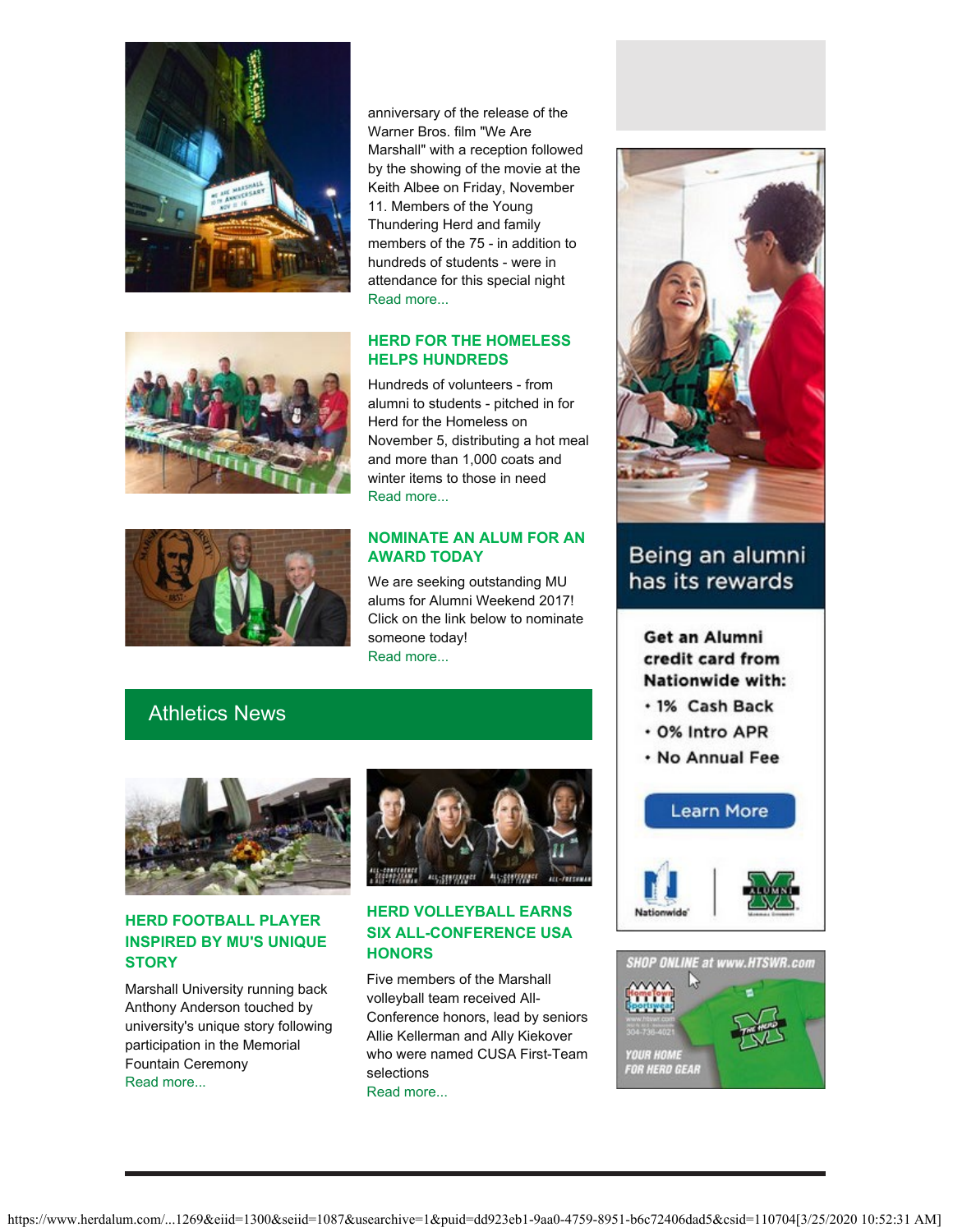anniversary of the release of the Warner Bros. film "We Are Marshall" with a reception followed by the showing of the movie at the Keith Albee on Friday, November 11. Members of the Young Thundering Herd and family members of the 75 - in addition to hundreds of students - were in attendance for this special night
Read more...

### HERD FOR THE HOMELESS HELPS HUNDREDS

Hundreds of volunteers - from alumni to students - pitched in for Herd for the Homeless on November 5, distributing a hot meal and more than 1,000 coats and winter items to those in need
Read more...

### NOMINATE AN ALUM FOR AN AWARD TODAY

We are seeking outstanding MU alums for Alumni Weekend 2017! Click on the link below to nominate someone today!
Read more...

## Athletics News

### HERD FOOTBALL PLAYER INSPIRED BY MU'S UNIQUE STORY

Marshall University running back Anthony Anderson touched by university's unique story following participation in the Memorial Fountain Ceremony
Read more...

### HERD VOLLEYBALL EARNS SIX ALL-CONFERENCE USA HONORS

Five members of the Marshall volleyball team received All-Conference honors, lead by seniors Allie Kellerman and Ally Kiekover who were named CUSA First-Team selections
Read more...

Being an alumni has its rewards

Get an Alumni credit card from Nationwide with:

- 1% Cash Back
- 0% Intro APR
- No Annual Fee

Learn More

SHOP ONLINE at www.HTSWR.com

YOUR HOME FOR HERD GEAR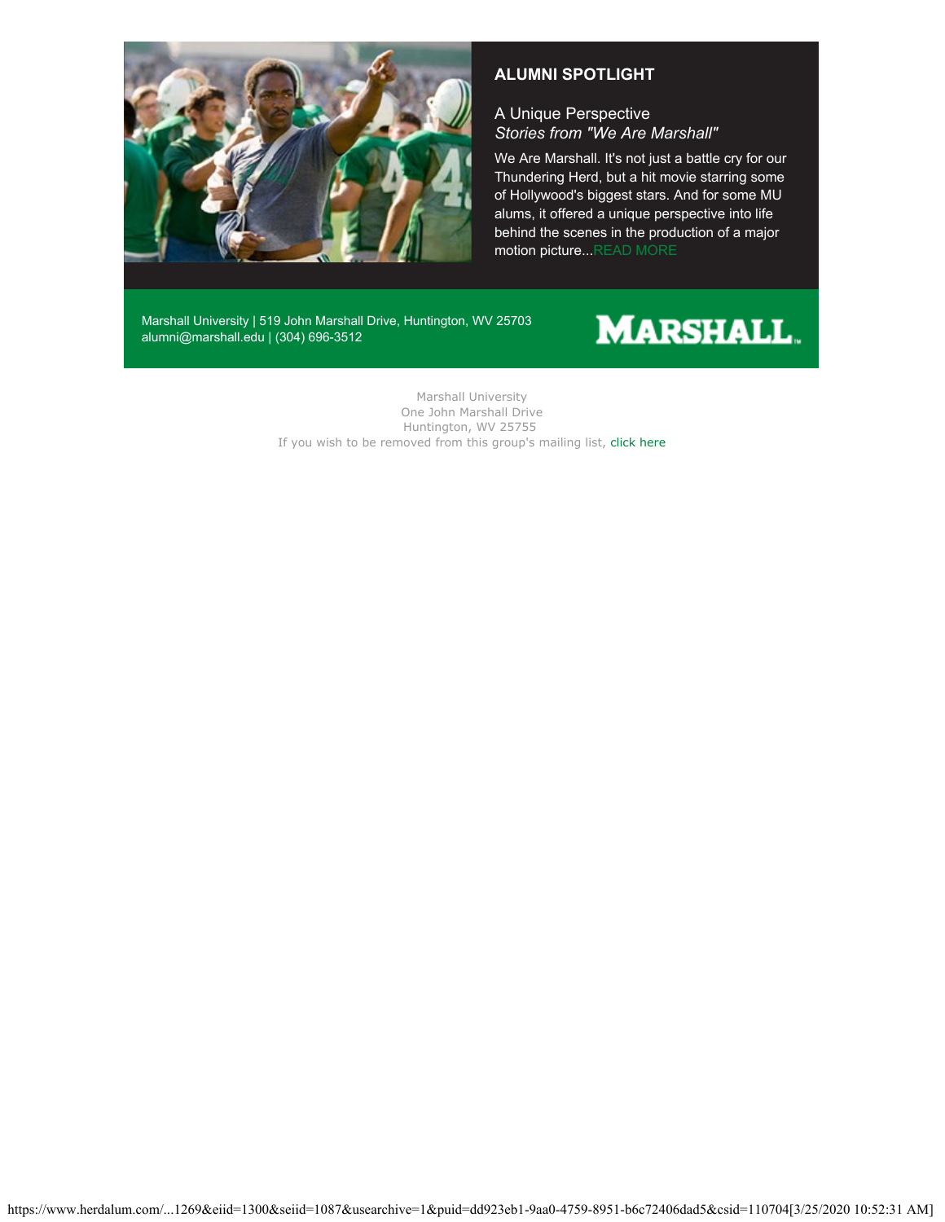## ALUMNI SPOTLIGHT

A Unique Perspective

*Stories from "We Are Marshall"*

We Are Marshall. It's not just a battle cry for our Thundering Herd, but a hit movie starring some of Hollywood's biggest stars. And for some MU alums, it offered a unique perspective into life behind the scenes in the production of a major motion picture...READ MORE

Marshall University | 519 John Marshall Drive, Huntington, WV 25703
alumni@marshall.edu | (304) 696-3512

MARSHALL

Marshall University
One John Marshall Drive
Huntington, WV 25755
If you wish to be removed from this group's mailing list, click here